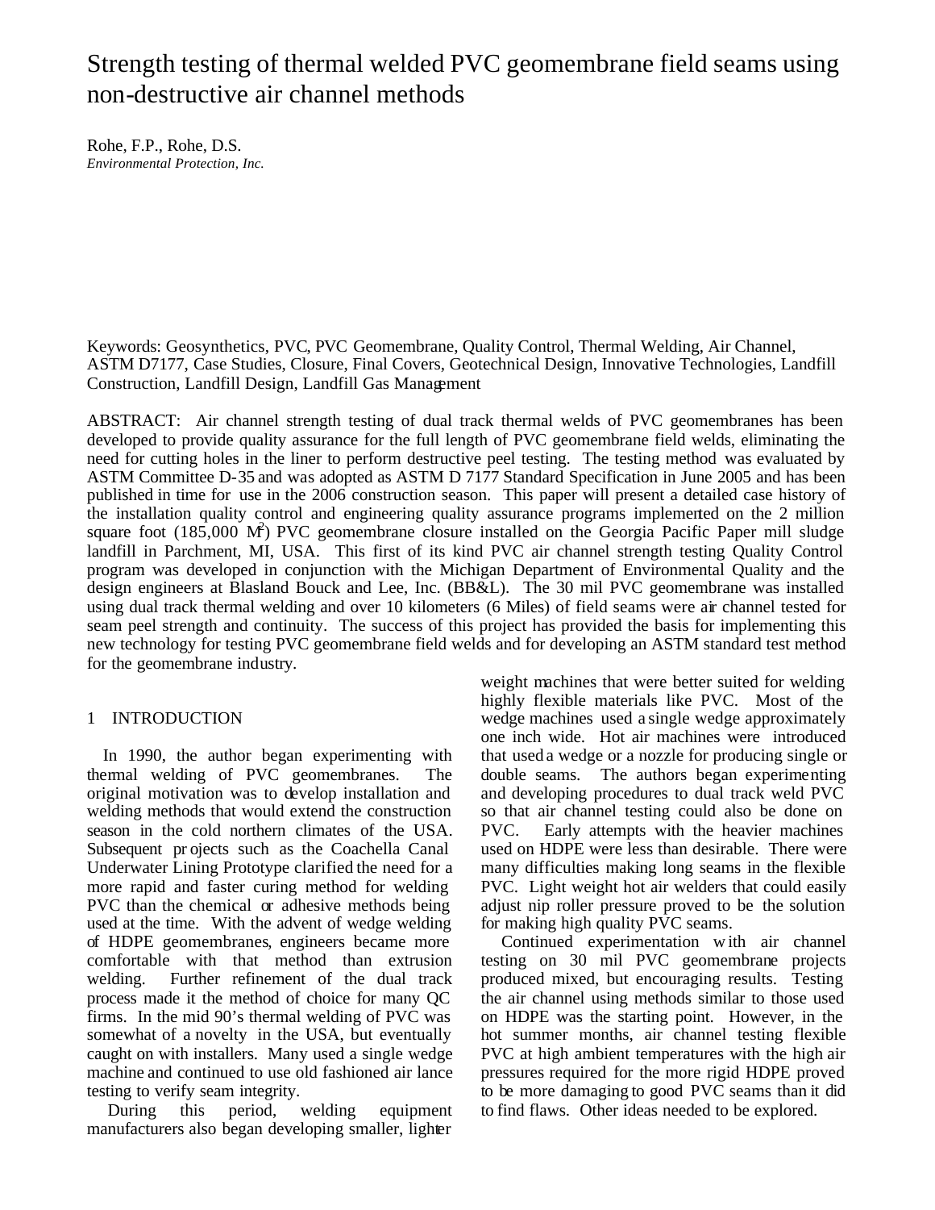# Strength testing of thermal welded PVC geomembrane field seams using non-destructive air channel methods

Rohe, F.P., Rohe, D.S.
*Environmental Protection, Inc.*

Keywords: Geosynthetics, PVC, PVC Geomembrane, Quality Control, Thermal Welding, Air Channel, ASTM D7177, Case Studies, Closure, Final Covers, Geotechnical Design, Innovative Technologies, Landfill Construction, Landfill Design, Landfill Gas Management

ABSTRACT: Air channel strength testing of dual track thermal welds of PVC geomembranes has been developed to provide quality assurance for the full length of PVC geomembrane field welds, eliminating the need for cutting holes in the liner to perform destructive peel testing. The testing method was evaluated by ASTM Committee D-35 and was adopted as ASTM D 7177 Standard Specification in June 2005 and has been published in time for use in the 2006 construction season. This paper will present a detailed case history of the installation quality control and engineering quality assurance programs implemented on the 2 million square foot (185,000 $M^2$) PVC geomembrane closure installed on the Georgia Pacific Paper mill sludge landfill in Parchment, MI, USA. This first of its kind PVC air channel strength testing Quality Control program was developed in conjunction with the Michigan Department of Environmental Quality and the design engineers at Blasland Bouck and Lee, Inc. (BB&L). The 30 mil PVC geomembrane was installed using dual track thermal welding and over 10 kilometers (6 Miles) of field seams were air channel tested for seam peel strength and continuity. The success of this project has provided the basis for implementing this new technology for testing PVC geomembrane field welds and for developing an ASTM standard test method for the geomembrane industry.

## 1 INTRODUCTION

In 1990, the author began experimenting with thermal welding of PVC geomembranes. The original motivation was to develop installation and welding methods that would extend the construction season in the cold northern climates of the USA. Subsequent projects such as the Coachella Canal Underwater Lining Prototype clarified the need for a more rapid and faster curing method for welding PVC than the chemical or adhesive methods being used at the time. With the advent of wedge welding of HDPE geomembranes, engineers became more comfortable with that method than extrusion welding. Further refinement of the dual track process made it the method of choice for many QC firms. In the mid 90's thermal welding of PVC was somewhat of a novelty in the USA, but eventually caught on with installers. Many used a single wedge machine and continued to use old fashioned air lance testing to verify seam integrity.

During this period, welding equipment manufacturers also began developing smaller, lighter weight machines that were better suited for welding highly flexible materials like PVC. Most of the wedge machines used a single wedge approximately one inch wide. Hot air machines were introduced that used a wedge or a nozzle for producing single or double seams. The authors began experimenting and developing procedures to dual track weld PVC so that air channel testing could also be done on PVC. Early attempts with the heavier machines used on HDPE were less than desirable. There were many difficulties making long seams in the flexible PVC. Light weight hot air welders that could easily adjust nip roller pressure proved to be the solution for making high quality PVC seams.

Continued experimentation with air channel testing on 30 mil PVC geomembrane projects produced mixed, but encouraging results. Testing the air channel using methods similar to those used on HDPE was the starting point. However, in the hot summer months, air channel testing flexible PVC at high ambient temperatures with the high air pressures required for the more rigid HDPE proved to be more damaging to good PVC seams than it did to find flaws. Other ideas needed to be explored.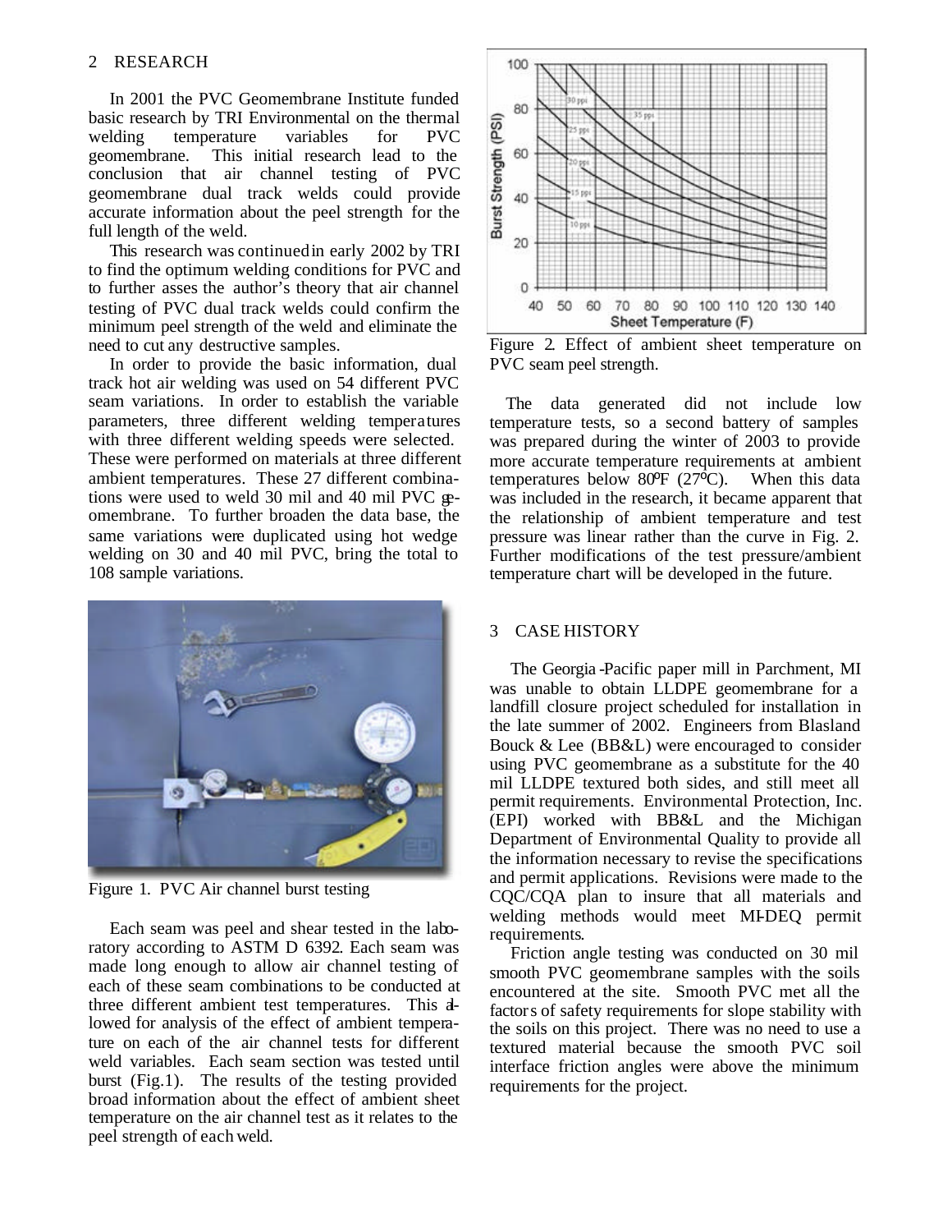## 2 RESEARCH

In 2001 the PVC Geomembrane Institute funded basic research by TRI Environmental on the thermal welding temperature variables for PVC geomembrane. This initial research lead to the conclusion that air channel testing of PVC geomembrane dual track welds could provide accurate information about the peel strength for the full length of the weld.

This research was continued in early 2002 by TRI to find the optimum welding conditions for PVC and to further asses the author's theory that air channel testing of PVC dual track welds could confirm the minimum peel strength of the weld and eliminate the need to cut any destructive samples.

In order to provide the basic information, dual track hot air welding was used on 54 different PVC seam variations. In order to establish the variable parameters, three different welding temperatures with three different welding speeds were selected. These were performed on materials at three different ambient temperatures. These 27 different combinations were used to weld 30 mil and 40 mil PVC geomembrane. To further broaden the data base, the same variations were duplicated using hot wedge welding on 30 and 40 mil PVC, bring the total to 108 sample variations.

Figure 1. PVC Air channel burst testing

Each seam was peel and shear tested in the laboratory according to ASTM D 6392. Each seam was made long enough to allow air channel testing of each of these seam combinations to be conducted at three different ambient test temperatures. This allowed for analysis of the effect of ambient temperature on each of the air channel tests for different weld variables. Each seam section was tested until burst (Fig.1). The results of the testing provided broad information about the effect of ambient sheet temperature on the air channel test as it relates to the peel strength of each weld.

Figure 2. Effect of ambient sheet temperature on PVC seam peel strength.

The data generated did not include low temperature tests, so a second battery of samples was prepared during the winter of 2003 to provide more accurate temperature requirements at ambient temperatures below 80ºF (27ºC). When this data was included in the research, it became apparent that the relationship of ambient temperature and test pressure was linear rather than the curve in Fig. 2. Further modifications of the test pressure/ambient temperature chart will be developed in the future.

## 3 CASE HISTORY

The Georgia-Pacific paper mill in Parchment, MI was unable to obtain LLDPE geomembrane for a landfill closure project scheduled for installation in the late summer of 2002. Engineers from Blasland Bouck & Lee (BB&L) were encouraged to consider using PVC geomembrane as a substitute for the 40 mil LLDPE textured both sides, and still meet all permit requirements. Environmental Protection, Inc. (EPI) worked with BB&L and the Michigan Department of Environmental Quality to provide all the information necessary to revise the specifications and permit applications. Revisions were made to the CQC/CQA plan to insure that all materials and welding methods would meet MI-DEQ permit requirements.

Friction angle testing was conducted on 30 mil smooth PVC geomembrane samples with the soils encountered at the site. Smooth PVC met all the factors of safety requirements for slope stability with the soils on this project. There was no need to use a textured material because the smooth PVC soil interface friction angles were above the minimum requirements for the project.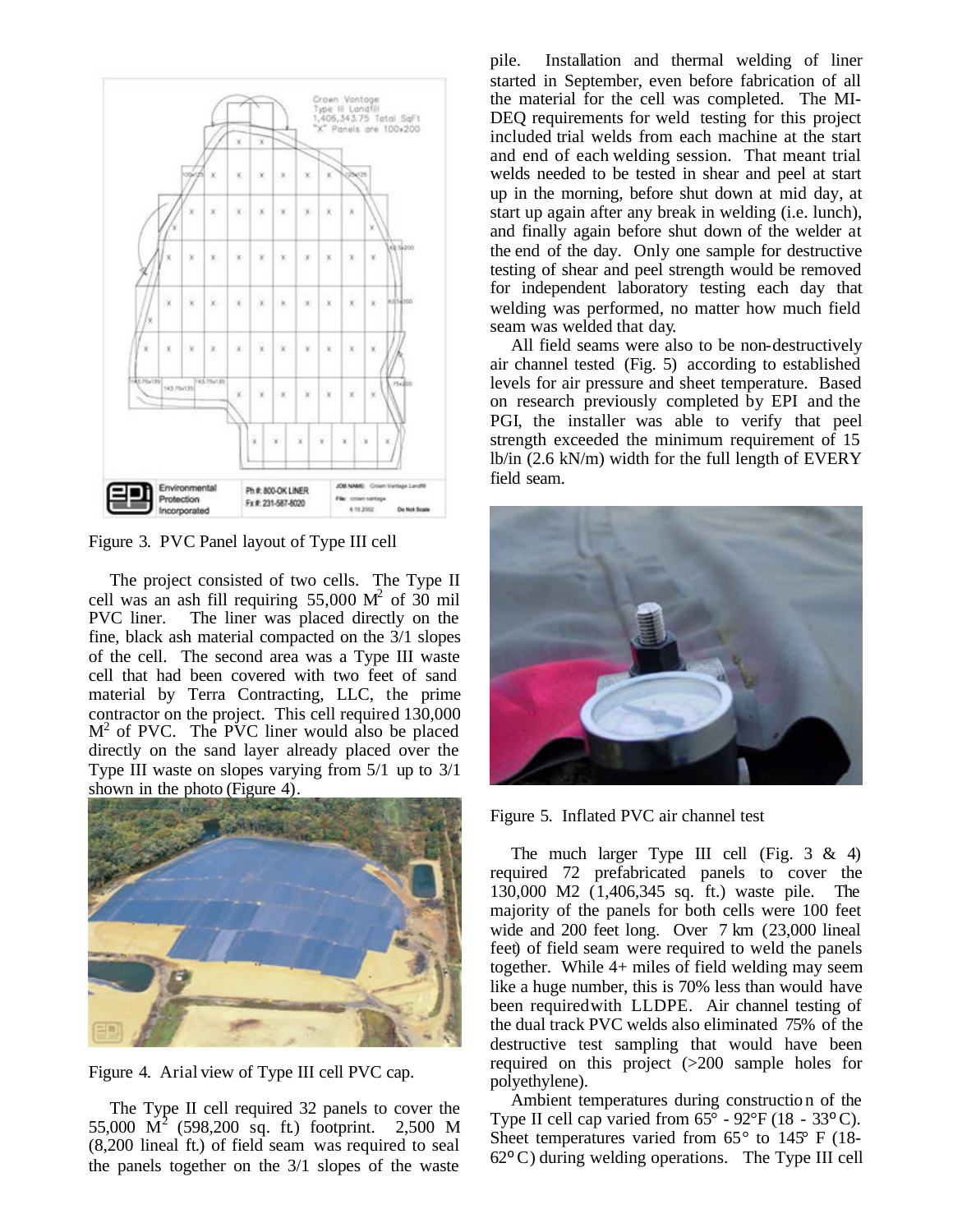Figure 3. PVC Panel layout of Type III cell

The project consisted of two cells. The Type II cell was an ash fill requiring 55,000 $M^2$ of 30 mil PVC liner. The liner was placed directly on the fine, black ash material compacted on the 3/1 slopes of the cell. The second area was a Type III waste cell that had been covered with two feet of sand material by Terra Contracting, LLC, the prime contractor on the project. This cell required 130,000 $M^2$ of PVC. The PVC liner would also be placed directly on the sand layer already placed over the Type III waste on slopes varying from 5/1 up to 3/1 shown in the photo (Figure 4).

Figure 4. Arial view of Type III cell PVC cap.

The Type II cell required 32 panels to cover the 55,000 $M^2$ (598,200 sq. ft.) footprint. 2,500 M (8,200 lineal ft.) of field seam was required to seal the panels together on the 3/1 slopes of the waste pile. Installation and thermal welding of liner started in September, even before fabrication of all the material for the cell was completed. The MI-DEQ requirements for weld testing for this project included trial welds from each machine at the start and end of each welding session. That meant trial welds needed to be tested in shear and peel at start up in the morning, before shut down at mid day, at start up again after any break in welding (i.e. lunch), and finally again before shut down of the welder at the end of the day. Only one sample for destructive testing of shear and peel strength would be removed for independent laboratory testing each day that welding was performed, no matter how much field seam was welded that day.

All field seams were also to be non-destructively air channel tested (Fig. 5) according to established levels for air pressure and sheet temperature. Based on research previously completed by EPI and the PGI, the installer was able to verify that peel strength exceeded the minimum requirement of 15 lb/in (2.6 kN/m) width for the full length of EVERY field seam.

Figure 5. Inflated PVC air channel test

The much larger Type III cell (Fig. 3 & 4) required 72 prefabricated panels to cover the 130,000 M2 (1,406,345 sq. ft.) waste pile. The majority of the panels for both cells were 100 feet wide and 200 feet long. Over 7 km (23,000 lineal feet) of field seam were required to weld the panels together. While 4+ miles of field welding may seem like a huge number, this is 70% less than would have been required with LLDPE. Air channel testing of the dual track PVC welds also eliminated 75% of the destructive test sampling that would have been required on this project (>200 sample holes for polyethylene).

Ambient temperatures during construction of the Type II cell cap varied from 65° - 92°F (18 - 33°C). Sheet temperatures varied from 65° to 145° F (18-62°C) during welding operations. The Type III cell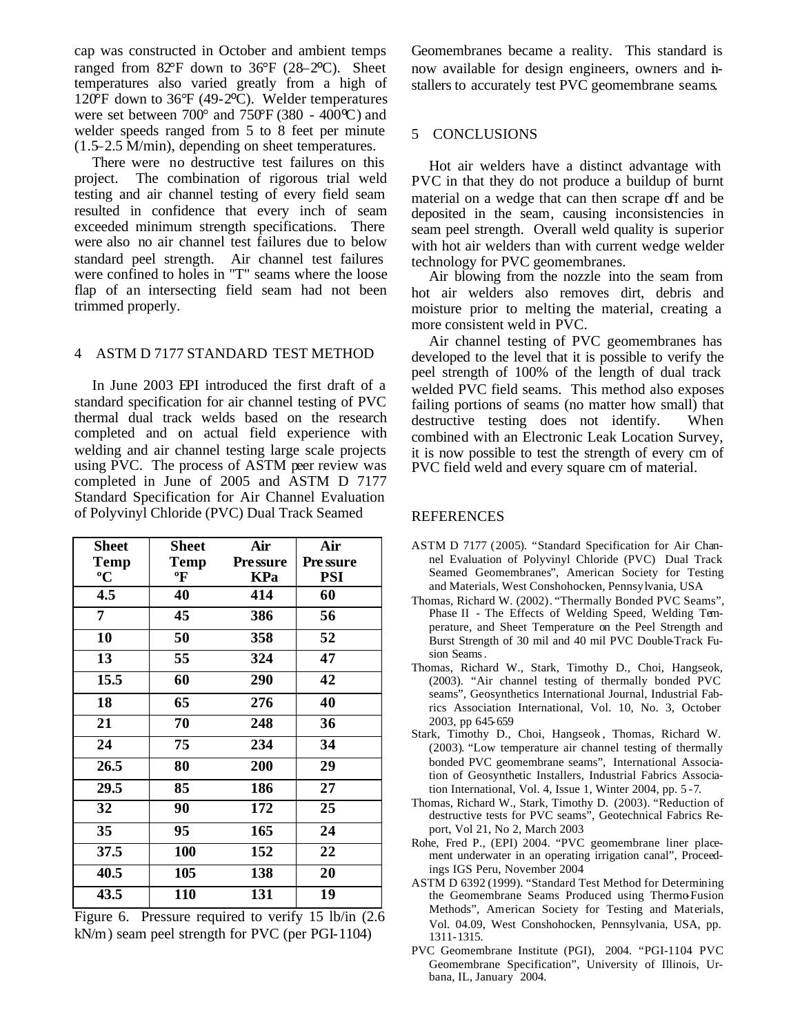cap was constructed in October and ambient temps ranged from 82°F down to 36°F (28–2°C). Sheet temperatures also varied greatly from a high of 120°F down to 36°F (49-2°C). Welder temperatures were set between 700° and 750°F (380 - 400°C) and welder speeds ranged from 5 to 8 feet per minute (1.5–2.5 M/min), depending on sheet temperatures.

There were no destructive test failures on this project. The combination of rigorous trial weld testing and air channel testing of every field seam resulted in confidence that every inch of seam exceeded minimum strength specifications. There were also no air channel test failures due to below standard peel strength. Air channel test failures were confined to holes in "T" seams where the loose flap of an intersecting field seam had not been trimmed properly.

## 4 ASTM D 7177 STANDARD TEST METHOD

In June 2003 EPI introduced the first draft of a standard specification for air channel testing of PVC thermal dual track welds based on the research completed and on actual field experience with welding and air channel testing large scale projects using PVC. The process of ASTM peer review was completed in June of 2005 and ASTM D 7177 Standard Specification for Air Channel Evaluation of Polyvinyl Chloride (PVC) Dual Track Seamed Geomembranes became a reality. This standard is now available for design engineers, owners and installers to accurately test PVC geomembrane seams.

| Sheet Temp °C | Sheet Temp °F | Air Pressure KPa | Air Pressure PSI |
|---|---|---|---|
| 4.5 | 40 | 414 | 60 |
| 7 | 45 | 386 | 56 |
| 10 | 50 | 358 | 52 |
| 13 | 55 | 324 | 47 |
| 15.5 | 60 | 290 | 42 |
| 18 | 65 | 276 | 40 |
| 21 | 70 | 248 | 36 |
| 24 | 75 | 234 | 34 |
| 26.5 | 80 | 200 | 29 |
| 29.5 | 85 | 186 | 27 |
| 32 | 90 | 172 | 25 |
| 35 | 95 | 165 | 24 |
| 37.5 | 100 | 152 | 22 |
| 40.5 | 105 | 138 | 20 |
| 43.5 | 110 | 131 | 19 |

Figure 6. Pressure required to verify 15 lb/in (2.6 kN/m) seam peel strength for PVC (per PGI-1104)

## 5 CONCLUSIONS

Hot air welders have a distinct advantage with PVC in that they do not produce a buildup of burnt material on a wedge that can then scrape off and be deposited in the seam, causing inconsistencies in seam peel strength. Overall weld quality is superior with hot air welders than with current wedge welder technology for PVC geomembranes.

Air blowing from the nozzle into the seam from hot air welders also removes dirt, debris and moisture prior to melting the material, creating a more consistent weld in PVC.

Air channel testing of PVC geomembranes has developed to the level that it is possible to verify the peel strength of 100% of the length of dual track welded PVC field seams. This method also exposes failing portions of seams (no matter how small) that destructive testing does not identify. When combined with an Electronic Leak Location Survey, it is now possible to test the strength of every cm of PVC field weld and every square cm of material.

## REFERENCES

ASTM D 7177 (2005). "Standard Specification for Air Channel Evaluation of Polyvinyl Chloride (PVC) Dual Track Seamed Geomembranes", American Society for Testing and Materials, West Conshohocken, Pennsylvania, USA

Thomas, Richard W. (2002). "Thermally Bonded PVC Seams", Phase II - The Effects of Welding Speed, Welding Temperature, and Sheet Temperature on the Peel Strength and Burst Strength of 30 mil and 40 mil PVC Double-Track Fusion Seams.

Thomas, Richard W., Stark, Timothy D., Choi, Hangseok, (2003). "Air channel testing of thermally bonded PVC seams", Geosynthetics International Journal, Industrial Fabrics Association International, Vol. 10, No. 3, October 2003, pp 645-659

Stark, Timothy D., Choi, Hangseok, Thomas, Richard W. (2003). "Low temperature air channel testing of thermally bonded PVC geomembrane seams", International Association of Geosynthetic Installers, Industrial Fabrics Association International, Vol. 4, Issue 1, Winter 2004, pp. 5-7.

Thomas, Richard W., Stark, Timothy D. (2003). "Reduction of destructive tests for PVC seams", Geotechnical Fabrics Report, Vol 21, No 2, March 2003

Rohe, Fred P., (EPI) 2004. "PVC geomembrane liner placement underwater in an operating irrigation canal", Proceedings IGS Peru, November 2004

ASTM D 6392 (1999). "Standard Test Method for Determining the Geomembrane Seams Produced using Thermo-Fusion Methods", American Society for Testing and Materials, Vol. 04.09, West Conshohocken, Pennsylvania, USA, pp. 1311-1315.

PVC Geomembrane Institute (PGI), 2004. "PGI-1104 PVC Geomembrane Specification", University of Illinois, Urbana, IL, January 2004.